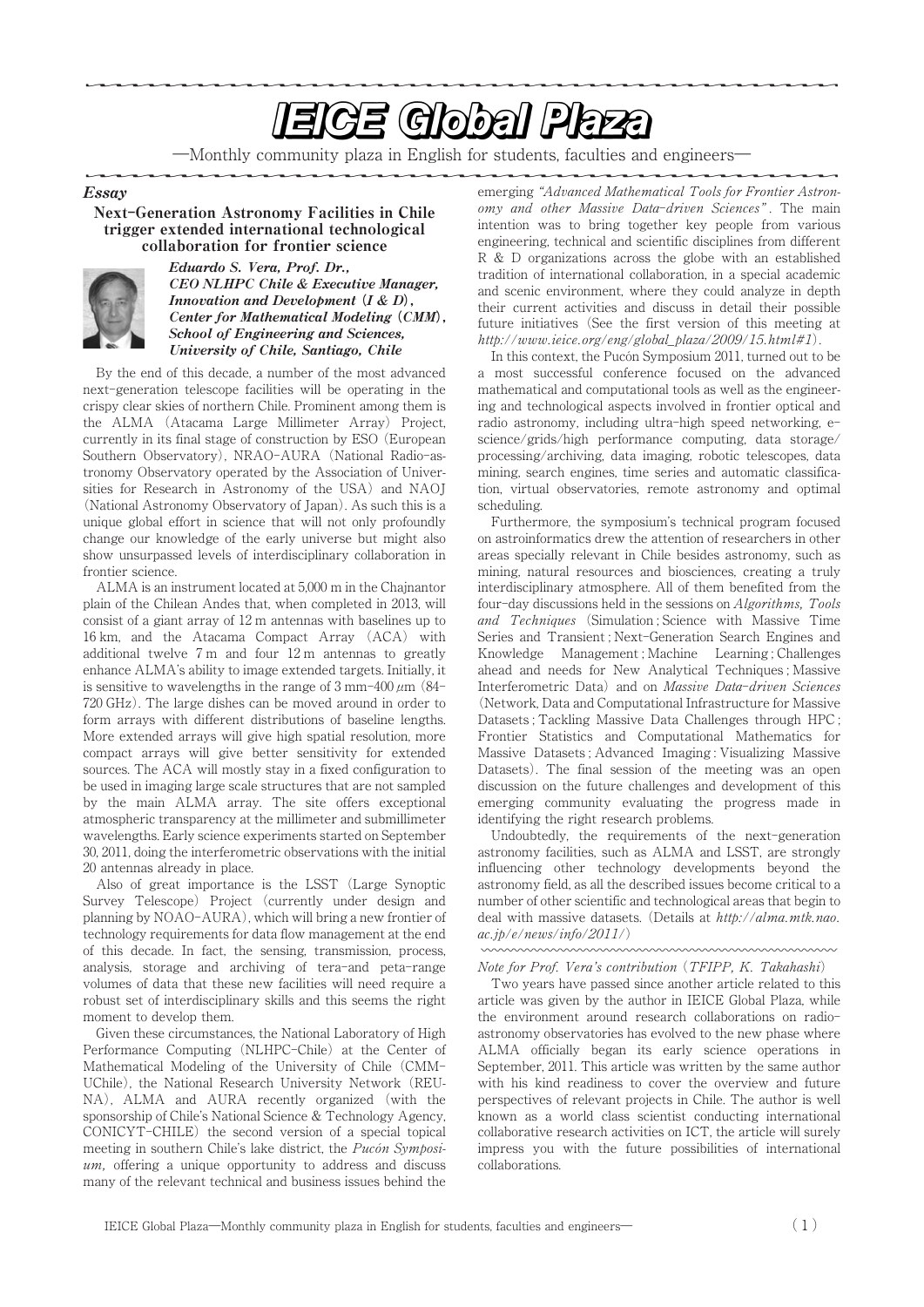# IEICE Global Plaza

—Monthly community plaza in English for students, faculties and engineers—

*Essay*

## Next-Generation Astronomy Facilities in Chile trigger extended international technological collaboration for frontier science

***Eduardo S. Vera, Prof. Dr.,***
***CEO NLHPC Chile & Executive Manager, Innovation and Development (I & D),***
***Center for Mathematical Modeling (CMM),***
***School of Engineering and Sciences,***
***University of Chile, Santiago, Chile***

By the end of this decade, a number of the most advanced next-generation telescope facilities will be operating in the crispy clear skies of northern Chile. Prominent among them is the ALMA (Atacama Large Millimeter Array) Project, currently in its final stage of construction by ESO (European Southern Observatory), NRAO-AURA (National Radio-astronomy Observatory operated by the Association of Universities for Research in Astronomy of the USA) and NAOJ (National Astronomy Observatory of Japan). As such this is a unique global effort in science that will not only profoundly change our knowledge of the early universe but might also show unsurpassed levels of interdisciplinary collaboration in frontier science.

ALMA is an instrument located at 5,000 m in the Chajnantor plain of the Chilean Andes that, when completed in 2013, will consist of a giant array of 12 m antennas with baselines up to 16 km, and the Atacama Compact Array (ACA) with additional twelve 7 m and four 12 m antennas to greatly enhance ALMA's ability to image extended targets. Initially, it is sensitive to wavelengths in the range of 3 mm–400 $\mu$m (84–720 GHz). The large dishes can be moved around in order to form arrays with different distributions of baseline lengths. More extended arrays will give high spatial resolution, more compact arrays will give better sensitivity for extended sources. The ACA will mostly stay in a fixed configuration to be used in imaging large scale structures that are not sampled by the main ALMA array. The site offers exceptional atmospheric transparency at the millimeter and submillimeter wavelengths. Early science experiments started on September 30, 2011, doing the interferometric observations with the initial 20 antennas already in place.

Also of great importance is the LSST (Large Synoptic Survey Telescope) Project (currently under design and planning by NOAO-AURA), which will bring a new frontier of technology requirements for data flow management at the end of this decade. In fact, the sensing, transmission, process, analysis, storage and archiving of tera-and peta-range volumes of data that these new facilities will need require a robust set of interdisciplinary skills and this seems the right moment to develop them.

Given these circumstances, the National Laboratory of High Performance Computing (NLHPC-Chile) at the Center of Mathematical Modeling of the University of Chile (CMM-UChile), the National Research University Network (REUNA), ALMA and AURA recently organized (with the sponsorship of Chile's National Science & Technology Agency, CONICYT-CHILE) the second version of a special topical meeting in southern Chile's lake district, the *Pucón Symposium*, offering a unique opportunity to address and discuss many of the relevant technical and business issues behind the emerging *"Advanced Mathematical Tools for Frontier Astronomy and other Massive Data-driven Sciences"*. The main intention was to bring together key people from various engineering, technical and scientific disciplines from different R & D organizations across the globe with an established tradition of international collaboration, in a special academic and scenic environment, where they could analyze in depth their current activities and discuss in detail their possible future initiatives (See the first version of this meeting at *http://www.ieice.org/eng/global_plaza/2009/15.html#1*).

In this context, the Pucón Symposium 2011, turned out to be a most successful conference focused on the advanced mathematical and computational tools as well as the engineering and technological aspects involved in frontier optical and radio astronomy, including ultra-high speed networking, e-science/grids/high performance computing, data storage/processing/archiving, data imaging, robotic telescopes, data mining, search engines, time series and automatic classification, virtual observatories, remote astronomy and optimal scheduling.

Furthermore, the symposium's technical program focused on astroinformatics drew the attention of researchers in other areas specially relevant in Chile besides astronomy, such as mining, natural resources and biosciences, creating a truly interdisciplinary atmosphere. All of them benefited from the four-day discussions held in the sessions on *Algorithms, Tools and Techniques* (Simulation; Science with Massive Time Series and Transient; Next-Generation Search Engines and Knowledge Management; Machine Learning; Challenges ahead and needs for New Analytical Techniques; Massive Interferometric Data) and on *Massive Data-driven Sciences* (Network, Data and Computational Infrastructure for Massive Datasets; Tackling Massive Data Challenges through HPC; Frontier Statistics and Computational Mathematics for Massive Datasets; Advanced Imaging: Visualizing Massive Datasets). The final session of the meeting was an open discussion on the future challenges and development of this emerging community evaluating the progress made in identifying the right research problems.

Undoubtedly, the requirements of the next-generation astronomy facilities, such as ALMA and LSST, are strongly influencing other technology developments beyond the astronomy field, as all the described issues become critical to a number of other scientific and technological areas that begin to deal with massive datasets. (Details at *http://alma.mtk.nao.ac.jp/e/news/info/2011/*)

*Note for Prof. Vera's contribution (TFIPP, K. Takahashi)*

Two years have passed since another article related to this article was given by the author in IEICE Global Plaza, while the environment around research collaborations on radio-astronomy observatories has evolved to the new phase where ALMA officially began its early science operations in September, 2011. This article was written by the same author with his kind readiness to cover the overview and future perspectives of relevant projects in Chile. The author is well known as a world class scientist conducting international collaborative research activities on ICT, the article will surely impress you with the future possibilities of international collaborations.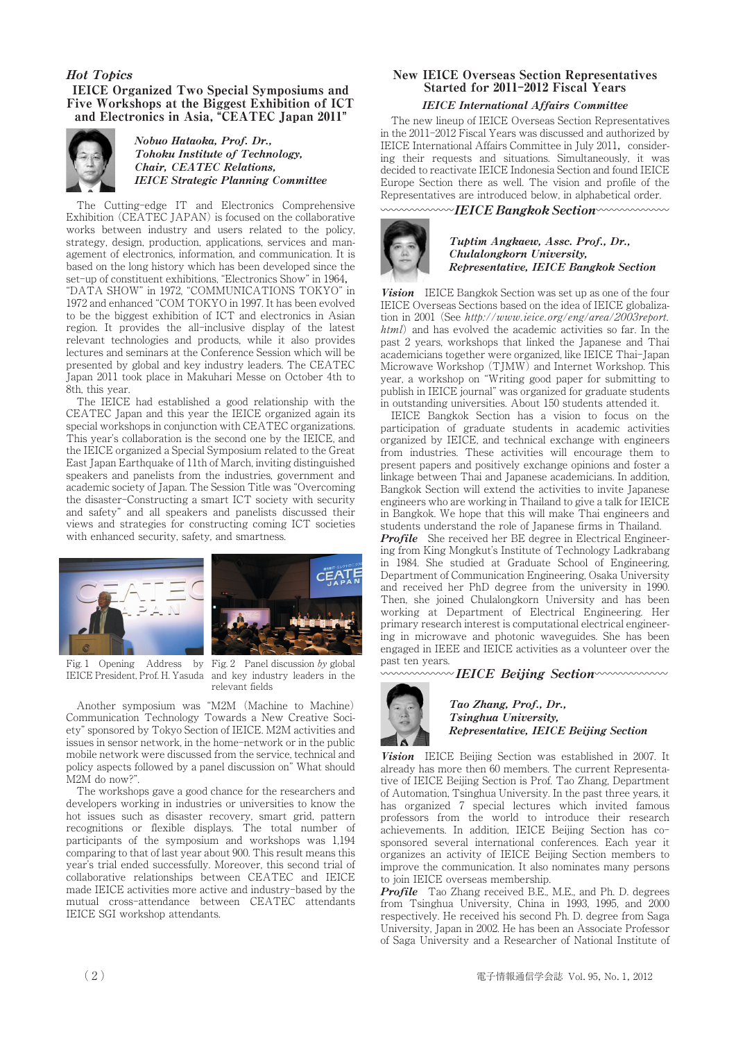*Hot Topics*

## IEICE Organized Two Special Symposiums and Five Workshops at the Biggest Exhibition of ICT and Electronics in Asia, "CEATEC Japan 2011"

***Nobuo Hataoka, Prof. Dr., Tohoku Institute of Technology, Chair, CEATEC Relations, IEICE Strategic Planning Committee***

The Cutting-edge IT and Electronics Comprehensive Exhibition (CEATEC JAPAN) is focused on the collaborative works between industry and users related to the policy, strategy, design, production, applications, services and management of electronics, information, and communication. It is based on the long history which has been developed since the set-up of constituent exhibitions, "Electronics Show" in 1964, "DATA SHOW" in 1972, "COMMUNICATIONS TOKYO" in 1972 and enhanced "COM TOKYO in 1997. It has been evolved to be the biggest exhibition of ICT and electronics in Asian region. It provides the all-inclusive display of the latest relevant technologies and products, while it also provides lectures and seminars at the Conference Session which will be presented by global and key industry leaders. The CEATEC Japan 2011 took place in Makuhari Messe on October 4th to 8th, this year.

The IEICE had established a good relationship with the CEATEC Japan and this year the IEICE organized again its special workshops in conjunction with CEATEC organizations. This year's collaboration is the second one by the IEICE, and the IEICE organized a Special Symposium related to the Great East Japan Earthquake of 11th of March, inviting distinguished speakers and panelists from the industries, government and academic society of Japan. The Session Title was "Overcoming the disaster-Constructing a smart ICT society with security and safety" and all speakers and panelists discussed their views and strategies for constructing coming ICT societies with enhanced security, safety, and smartness.

Fig. 1 Opening Address by IEICE President, Prof. H. Yasuda

Fig. 2 Panel discussion *by* global and key industry leaders in the relevant fields

Another symposium was "M2M (Machine to Machine) Communication Technology Towards a New Creative Society" sponsored by Tokyo Section of IEICE. M2M activities and issues in sensor network, in the home-network or in the public mobile network were discussed from the service, technical and policy aspects followed by a panel discussion on" What should M2M do now?".

The workshops gave a good chance for the researchers and developers working in industries or universities to know the hot issues such as disaster recovery, smart grid, pattern recognitions or flexible displays. The total number of participants of the symposium and workshops was 1,194 comparing to that of last year about 900. This result means this year's trial ended successfully. Moreover, this second trial of collaborative relationships between CEATEC and IEICE made IEICE activities more active and industry-based by the mutual cross-attendance between CEATEC attendants IEICE SGI workshop attendants.

## New IEICE Overseas Section Representatives Started for 2011-2012 Fiscal Years

***IEICE International Affairs Committee***

The new lineup of IEICE Overseas Section Representatives in the 2011-2012 Fiscal Years was discussed and authorized by IEICE International Affairs Committee in July 2011, considering their requests and situations. Simultaneously, it was decided to reactivate IEICE Indonesia Section and found IEICE Europe Section there as well. The vision and profile of the Representatives are introduced below, in alphabetical order.

### *IEICE Bangkok Section*

***Tuptim Angkaew, Assc. Prof., Dr., Chulalongkorn University, Representative, IEICE Bangkok Section***

***Vision*** IEICE Bangkok Section was set up as one of the four IEICE Overseas Sections based on the idea of IEICE globalization in 2001 (See *http://www.ieice.org/eng/area/2003report.html*) and has evolved the academic activities so far. In the past 2 years, workshops that linked the Japanese and Thai academicians together were organized, like IEICE Thai-Japan Microwave Workshop (TJMW) and Internet Workshop. This year, a workshop on "Writing good paper for submitting to publish in IEICE journal" was organized for graduate students in outstanding universities. About 150 students attended it.

IEICE Bangkok Section has a vision to focus on the participation of graduate students in academic activities organized by IEICE, and technical exchange with engineers from industries. These activities will encourage them to present papers and positively exchange opinions and foster a linkage between Thai and Japanese academicians. In addition, Bangkok Section will extend the activities to invite Japanese engineers who are working in Thailand to give a talk for IEICE in Bangkok. We hope that this will make Thai engineers and students understand the role of Japanese firms in Thailand.

***Profile*** She received her BE degree in Electrical Engineering from King Mongkut's Institute of Technology Ladkrabang in 1984. She studied at Graduate School of Engineering, Department of Communication Engineering, Osaka University and received her PhD degree from the university in 1990. Then, she joined Chulalongkorn University and has been working at Department of Electrical Engineering. Her primary research interest is computational electrical engineering in microwave and photonic waveguides. She has been engaged in IEEE and IEICE activities as a volunteer over the past ten years.

### *IEICE Beijing Section*

***Tao Zhang, Prof., Dr., Tsinghua University, Representative, IEICE Beijing Section***

***Vision*** IEICE Beijing Section was established in 2007. It already has more then 60 members. The current Representative of IEICE Beijing Section is Prof. Tao Zhang, Department of Automation, Tsinghua University. In the past three years, it has organized 7 special lectures which invited famous professors from the world to introduce their research achievements. In addition, IEICE Beijing Section has co-sponsored several international conferences. Each year it organizes an activity of IEICE Beijing Section members to improve the communication. It also nominates many persons to join IEICE overseas membership.

***Profile*** Tao Zhang received B.E., M.E., and Ph. D. degrees from Tsinghua University, China in 1993, 1995, and 2000 respectively. He received his second Ph. D. degree from Saga University, Japan in 2002. He has been an Associate Professor of Saga University and a Researcher of National Institute of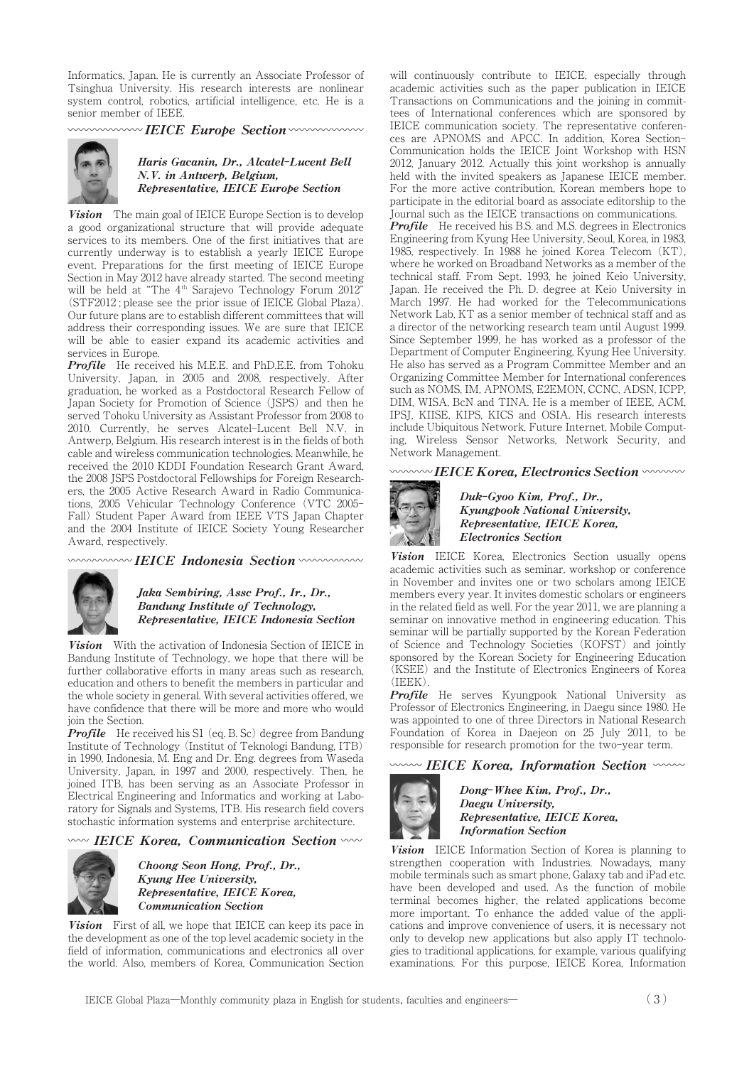Informatics, Japan. He is currently an Associate Professor of Tsinghua University. His research interests are nonlinear system control, robotics, artificial intelligence, etc. He is a senior member of IEEE.

## IEICE Europe Section

***Haris Gacanin, Dr., Alcatel-Lucent Bell N.V. in Antwerp, Belgium, Representative, IEICE Europe Section***

***Vision*** The main goal of IEICE Europe Section is to develop a good organizational structure that will provide adequate services to its members. One of the first initiatives that are currently underway is to establish a yearly IEICE Europe event. Preparations for the first meeting of IEICE Europe Section in May 2012 have already started. The second meeting will be held at "The 4th Sarajevo Technology Forum 2012" (STF2012 ; please see the prior issue of IEICE Global Plaza). Our future plans are to establish different committees that will address their corresponding issues. We are sure that IEICE will be able to easier expand its academic activities and services in Europe.

***Profile*** He received his M.E.E. and PhD.E.E. from Tohoku University, Japan, in 2005 and 2008, respectively. After graduation, he worked as a Postdoctoral Research Fellow of Japan Society for Promotion of Science (JSPS) and then he served Tohoku University as Assistant Professor from 2008 to 2010. Currently, he serves Alcatel-Lucent Bell N.V. in Antwerp, Belgium. His research interest is in the fields of both cable and wireless communication technologies. Meanwhile, he received the 2010 KDDI Foundation Research Grant Award, the 2008 JSPS Postdoctoral Fellowships for Foreign Researchers, the 2005 Active Research Award in Radio Communications, 2005 Vehicular Technology Conference (VTC 2005-Fall) Student Paper Award from IEEE VTS Japan Chapter and the 2004 Institute of IEICE Society Young Researcher Award, respectively.

## IEICE Indonesia Section

***Jaka Sembiring, Assc Prof., Ir., Dr., Bandung Institute of Technology, Representative, IEICE Indonesia Section***

***Vision*** With the activation of Indonesia Section of IEICE in Bandung Institute of Technology, we hope that there will be further collaborative efforts in many areas such as research, education and others to benefit the members in particular and the whole society in general. With several activities offered, we have confidence that there will be more and more who would join the Section.

***Profile*** He received his S1 (eq. B. Sc) degree from Bandung Institute of Technology (Institut of Teknologi Bandung, ITB) in 1990, Indonesia, M. Eng and Dr. Eng. degrees from Waseda University, Japan, in 1997 and 2000, respectively. Then, he joined ITB, has been serving as an Associate Professor in Electrical Engineering and Informatics and working at Laboratory for Signals and Systems, ITB. His research field covers stochastic information systems and enterprise architecture.

## IEICE Korea, Communication Section

***Choong Seon Hong, Prof., Dr., Kyung Hee University, Representative, IEICE Korea, Communication Section***

***Vision*** First of all, we hope that IEICE can keep its pace in the development as one of the top level academic society in the field of information, communications and electronics all over the world. Also, members of Korea, Communication Section will continuously contribute to IEICE, especially through academic activities such as the paper publication in IEICE Transactions on Communications and the joining in committees of International conferences which are sponsored by IEICE communication society. The representative conferences are APNOMS and APCC. In addition, Korea Section-Communication holds the IEICE Joint Workshop with HSN 2012, January 2012. Actually this joint workshop is annually held with the invited speakers as Japanese IEICE member. For the more active contribution, Korean members hope to participate in the editorial board as associate editorship to the Journal such as the IEICE transactions on communications.

***Profile*** He received his B.S. and M.S. degrees in Electronics Engineering from Kyung Hee University, Seoul, Korea, in 1983, 1985, respectively. In 1988 he joined Korea Telecom (KT), where he worked on Broadband Networks as a member of the technical staff. From Sept. 1993, he joined Keio University, Japan. He received the Ph. D. degree at Keio University in March 1997. He had worked for the Telecommunications Network Lab, KT as a senior member of technical staff and as a director of the networking research team until August 1999. Since September 1999, he has worked as a professor of the Department of Computer Engineering, Kyung Hee University. He also has served as a Program Committee Member and an Organizing Committee Member for International conferences such as NOMS, IM, APNOMS, E2EMON, CCNC, ADSN, ICPP, DIM, WISA, BcN and TINA. He is a member of IEEE, ACM, IPSJ, KIISE, KIPS, KICS and OSIA. His research interests include Ubiquitous Network, Future Internet, Mobile Computing, Wireless Sensor Networks, Network Security, and Network Management.

## IEICE Korea, Electronics Section

***Duk-Gyoo Kim, Prof., Dr., Kyungpook National University, Representative, IEICE Korea, Electronics Section***

***Vision*** IEICE Korea, Electronics Section usually opens academic activities such as seminar, workshop or conference in November and invites one or two scholars among IEICE members every year. It invites domestic scholars or engineers in the related field as well. For the year 2011, we are planning a seminar on innovative method in engineering education. This seminar will be partially supported by the Korean Federation of Science and Technology Societies (KOFST) and jointly sponsored by the Korean Society for Engineering Education (KSEE) and the Institute of Electronics Engineers of Korea (IEEK).

***Profile*** He serves Kyungpook National University as Professor of Electronics Engineering, in Daegu since 1980. He was appointed to one of three Directors in National Research Foundation of Korea in Daejeon on 25 July 2011, to be responsible for research promotion for the two-year term.

## IEICE Korea, Information Section

***Dong-Whee Kim, Prof., Dr., Daegu University, Representative, IEICE Korea, Information Section***

***Vision*** IEICE Information Section of Korea is planning to strengthen cooperation with Industries. Nowadays, many mobile terminals such as smart phone, Galaxy tab and iPad etc. have been developed and used. As the function of mobile terminal becomes higher, the related applications become more important. To enhance the added value of the applications and improve convenience of users, it is necessary not only to develop new applications but also apply IT technologies to traditional applications, for example, various qualifying examinations. For this purpose, IEICE Korea, Information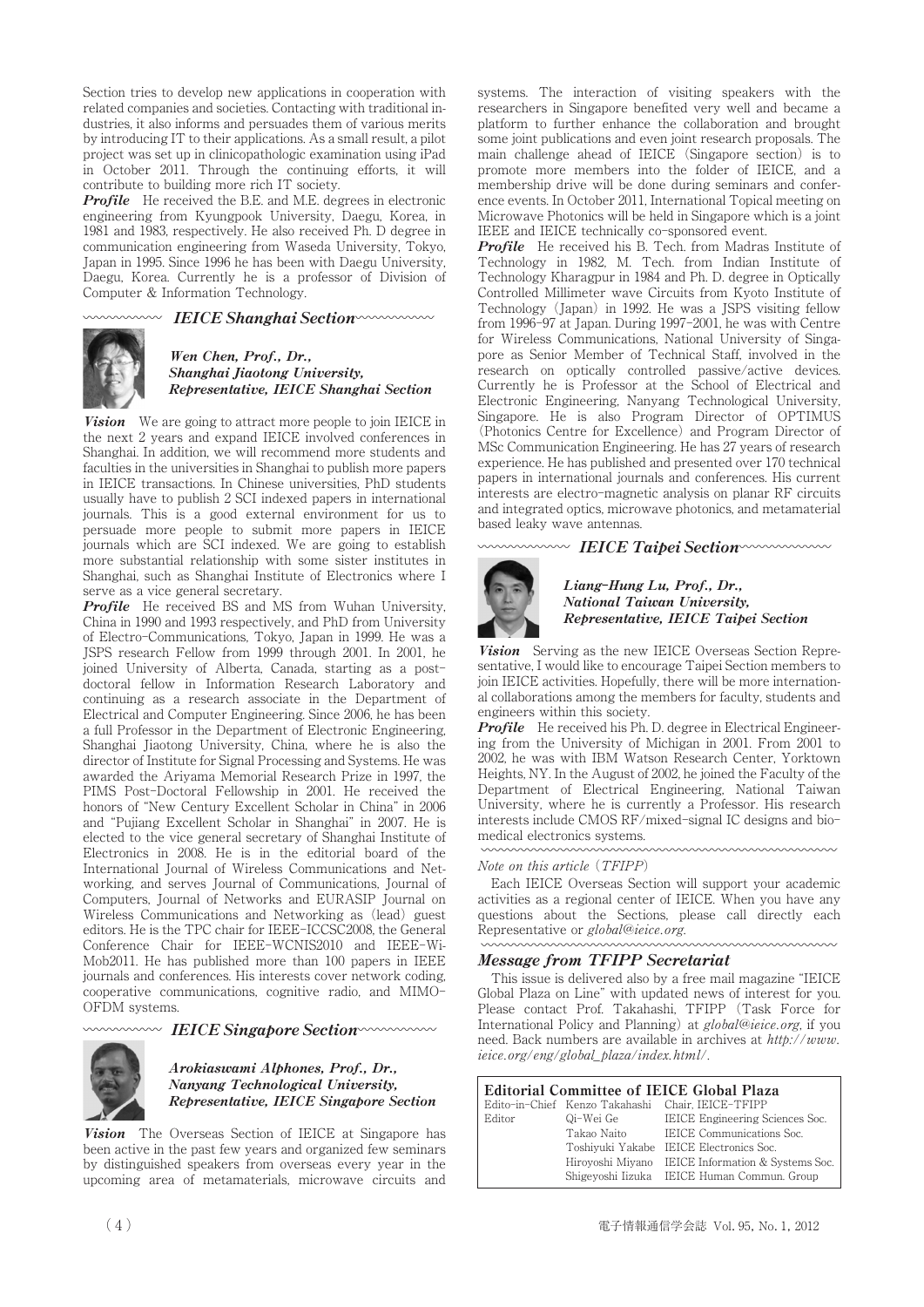Section tries to develop new applications in cooperation with related companies and societies. Contacting with traditional industries, it also informs and persuades them of various merits by introducing IT to their applications. As a small result, a pilot project was set up in clinicopathologic examination using iPad in October 2011. Through the continuing efforts, it will contribute to building more rich IT society.

***Profile*** He received the B.E. and M.E. degrees in electronic engineering from Kyungpook University, Daegu, Korea, in 1981 and 1983, respectively. He also received Ph. D degree in communication engineering from Waseda University, Tokyo, Japan in 1995. Since 1996 he has been with Daegu University, Daegu, Korea. Currently he is a professor of Division of Computer & Information Technology.

## IEICE Shanghai Section

***Wen Chen, Prof., Dr., Shanghai Jiaotong University, Representative, IEICE Shanghai Section***

***Vision*** We are going to attract more people to join IEICE in the next 2 years and expand IEICE involved conferences in Shanghai. In addition, we will recommend more students and faculties in the universities in Shanghai to publish more papers in IEICE transactions. In Chinese universities, PhD students usually have to publish 2 SCI indexed papers in international journals. This is a good external environment for us to persuade more people to submit more papers in IEICE journals which are SCI indexed. We are going to establish more substantial relationship with some sister institutes in Shanghai, such as Shanghai Institute of Electronics where I serve as a vice general secretary.

***Profile*** He received BS and MS from Wuhan University, China in 1990 and 1993 respectively, and PhD from University of Electro-Communications, Tokyo, Japan in 1999. He was a JSPS research Fellow from 1999 through 2001. In 2001, he joined University of Alberta, Canada, starting as a post-doctoral fellow in Information Research Laboratory and continuing as a research associate in the Department of Electrical and Computer Engineering. Since 2006, he has been a full Professor in the Department of Electronic Engineering, Shanghai Jiaotong University, China, where he is also the director of Institute for Signal Processing and Systems. He was awarded the Ariyama Memorial Research Prize in 1997, the PIMS Post-Doctoral Fellowship in 2001. He received the honors of "New Century Excellent Scholar in China" in 2006 and "Pujiang Excellent Scholar in Shanghai" in 2007. He is elected to the vice general secretary of Shanghai Institute of Electronics in 2008. He is in the editorial board of the International Journal of Wireless Communications and Networking, and serves Journal of Communications, Journal of Computers, Journal of Networks and EURASIP Journal on Wireless Communications and Networking as (lead) guest editors. He is the TPC chair for IEEE-ICCSC2008, the General Conference Chair for IEEE-WCNIS2010 and IEEE-WiMob2011. He has published more than 100 papers in IEEE journals and conferences. His interests cover network coding, cooperative communications, cognitive radio, and MIMO-OFDM systems.

## IEICE Singapore Section

***Arokiaswami Alphones, Prof., Dr., Nanyang Technological University, Representative, IEICE Singapore Section***

***Vision*** The Overseas Section of IEICE at Singapore has been active in the past few years and organized few seminars by distinguished speakers from overseas every year in the upcoming area of metamaterials, microwave circuits and systems. The interaction of visiting speakers with the researchers in Singapore benefited very well and became a platform to further enhance the collaboration and brought some joint publications and even joint research proposals. The main challenge ahead of IEICE (Singapore section) is to promote more members into the folder of IEICE, and a membership drive will be done during seminars and conference events. In October 2011, International Topical meeting on Microwave Photonics will be held in Singapore which is a joint IEEE and IEICE technically co-sponsored event.

***Profile*** He received his B. Tech. from Madras Institute of Technology in 1982, M. Tech. from Indian Institute of Technology Kharagpur in 1984 and Ph. D. degree in Optically Controlled Millimeter wave Circuits from Kyoto Institute of Technology (Japan) in 1992. He was a JSPS visiting fellow from 1996-97 at Japan. During 1997-2001, he was with Centre for Wireless Communications, National University of Singapore as Senior Member of Technical Staff, involved in the research on optically controlled passive/active devices. Currently he is Professor at the School of Electrical and Electronic Engineering, Nanyang Technological University, Singapore. He is also Program Director of OPTIMUS (Photonics Centre for Excellence) and Program Director of MSc Communication Engineering. He has 27 years of research experience. He has published and presented over 170 technical papers in international journals and conferences. His current interests are electro-magnetic analysis on planar RF circuits and integrated optics, microwave photonics, and metamaterial based leaky wave antennas.

## IEICE Taipei Section

***Liang-Hung Lu, Prof., Dr., National Taiwan University, Representative, IEICE Taipei Section***

***Vision*** Serving as the new IEICE Overseas Section Representative, I would like to encourage Taipei Section members to join IEICE activities. Hopefully, there will be more international collaborations among the members for faculty, students and engineers within this society.

***Profile*** He received his Ph. D. degree in Electrical Engineering from the University of Michigan in 2001. From 2001 to 2002, he was with IBM Watson Research Center, Yorktown Heights, NY. In the August of 2002, he joined the Faculty of the Department of Electrical Engineering, National Taiwan University, where he is currently a Professor. His research interests include CMOS RF/mixed-signal IC designs and biomedical electronics systems.

*Note on this article (TFIPP)*

Each IEICE Overseas Section will support your academic activities as a regional center of IEICE. When you have any questions about the Sections, please call directly each Representative or *global@ieice.org*.

### Message from TFIPP Secretariat

This issue is delivered also by a free mail magazine "IEICE Global Plaza on Line" with updated news of interest for you. Please contact Prof. Takahashi, TFIPP (Task Force for International Policy and Planning) at *global@ieice.org*, if you need. Back numbers are available in archives at *http://www.ieice.org/eng/global_plaza/index.html/*.

**Editorial Committee of IEICE Global Plaza**

| | | |
|---|---|---|
| Edito-in-Chief | Kenzo Takahashi | Chair, IEICE-TFIPP |
| Editor | Qi-Wei Ge | IEICE Engineering Sciences Soc. |
| | Takao Naito | IEICE Communications Soc. |
| | Toshiyuki Yakabe | IEICE Electronics Soc. |
| | Hiroyoshi Miyano | IEICE Information & Systems Soc. |
| | Shigeyoshi Iizuka | IEICE Human Commun. Group |